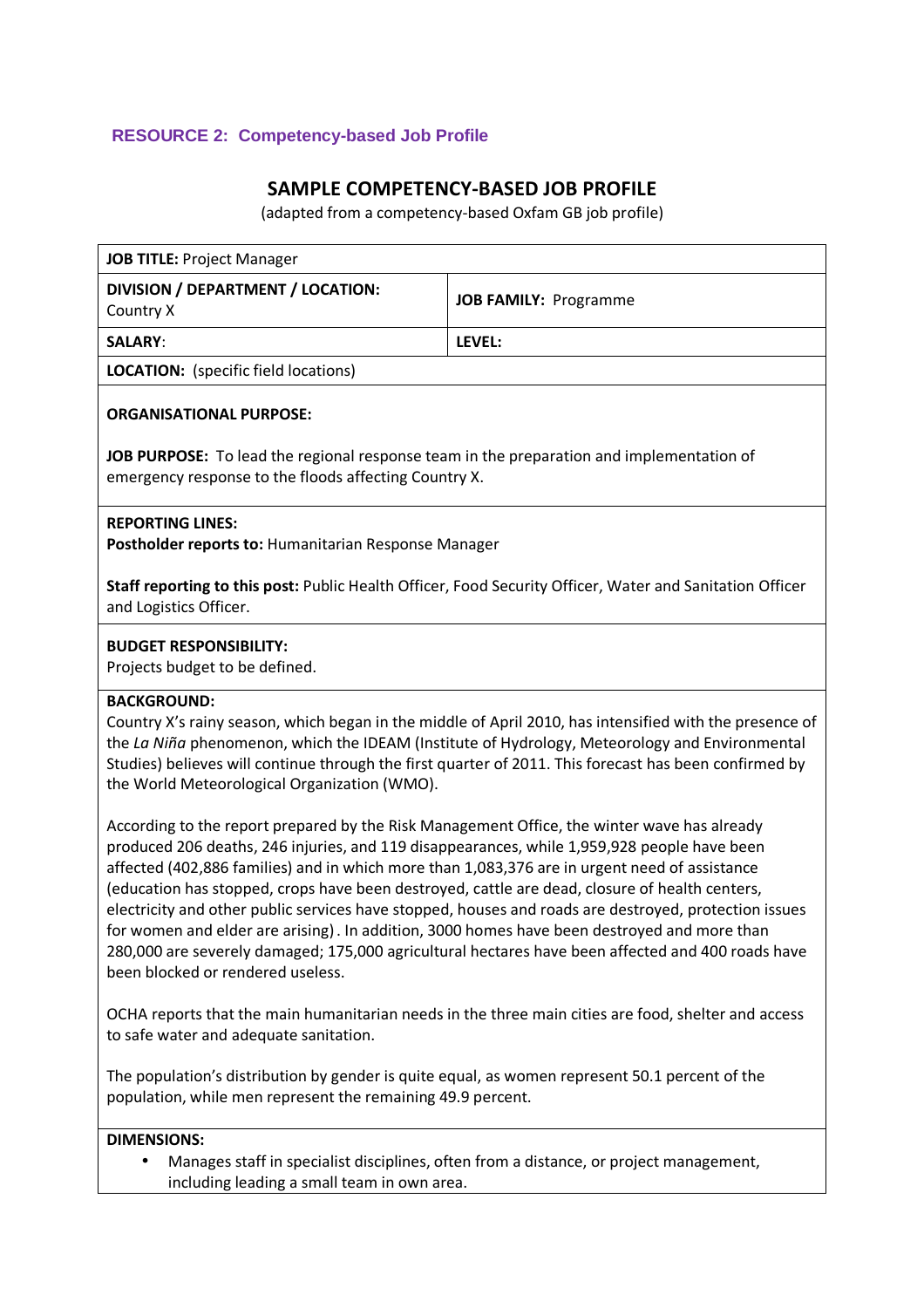### RESOURCE 2: Competency-based Job Profile

## SAMPLE COMPETENCY-BASED JOB PROFILE

(adapted from a competency-based Oxfam GB job profile)

| **JOB TITLE:** Project Manager | |
|---|---|
| **DIVISION / DEPARTMENT / LOCATION:** Country X | **JOB FAMILY:** Programme |
| **SALARY**: | **LEVEL:** |
| **LOCATION:** (specific field locations) | |

**ORGANISATIONAL PURPOSE:**

**JOB PURPOSE:** To lead the regional response team in the preparation and implementation of emergency response to the floods affecting Country X.

**REPORTING LINES:**
**Postholder reports to:** Humanitarian Response Manager

**Staff reporting to this post:** Public Health Officer, Food Security Officer, Water and Sanitation Officer and Logistics Officer.

**BUDGET RESPONSIBILITY:**
Projects budget to be defined.

**BACKGROUND:**
Country X's rainy season, which began in the middle of April 2010, has intensified with the presence of the *La Niña* phenomenon, which the IDEAM (Institute of Hydrology, Meteorology and Environmental Studies) believes will continue through the first quarter of 2011. This forecast has been confirmed by the World Meteorological Organization (WMO).

According to the report prepared by the Risk Management Office, the winter wave has already produced 206 deaths, 246 injuries, and 119 disappearances, while 1,959,928 people have been affected (402,886 families) and in which more than 1,083,376 are in urgent need of assistance (education has stopped, crops have been destroyed, cattle are dead, closure of health centers, electricity and other public services have stopped, houses and roads are destroyed, protection issues for women and elder are arising) . In addition, 3000 homes have been destroyed and more than 280,000 are severely damaged; 175,000 agricultural hectares have been affected and 400 roads have been blocked or rendered useless.

OCHA reports that the main humanitarian needs in the three main cities are food, shelter and access to safe water and adequate sanitation.

The population's distribution by gender is quite equal, as women represent 50.1 percent of the population, while men represent the remaining 49.9 percent.

**DIMENSIONS:**

- Manages staff in specialist disciplines, often from a distance, or project management, including leading a small team in own area.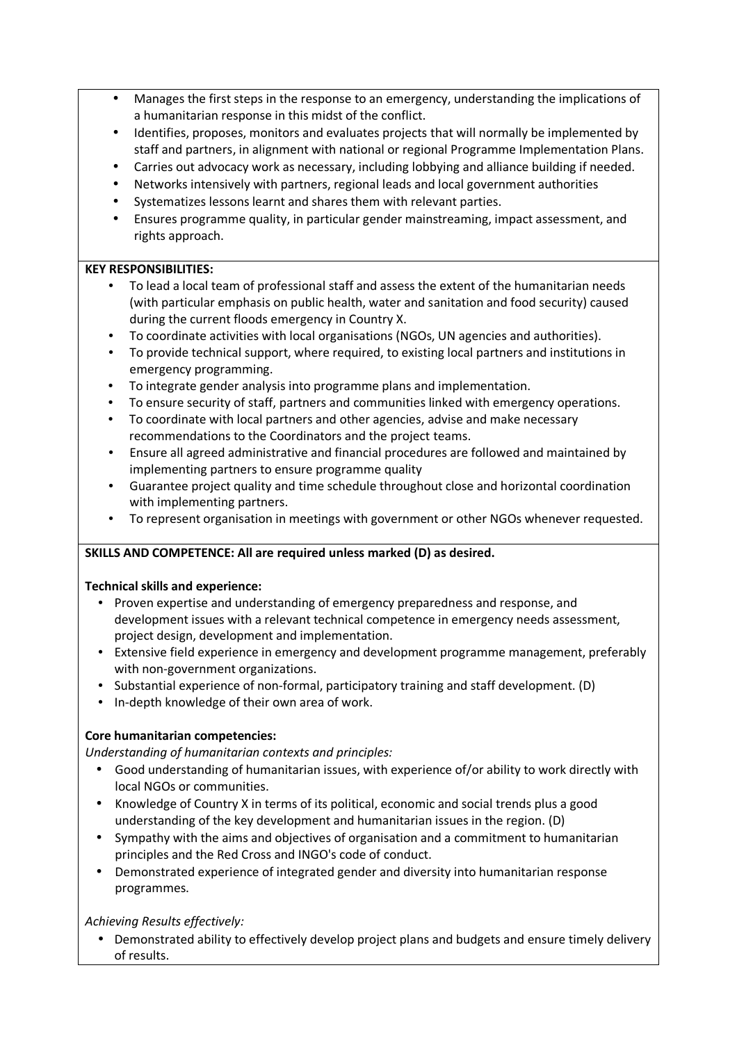- Manages the first steps in the response to an emergency, understanding the implications of a humanitarian response in this midst of the conflict.
- Identifies, proposes, monitors and evaluates projects that will normally be implemented by staff and partners, in alignment with national or regional Programme Implementation Plans.
- Carries out advocacy work as necessary, including lobbying and alliance building if needed.
- Networks intensively with partners, regional leads and local government authorities
- Systematizes lessons learnt and shares them with relevant parties.
- Ensures programme quality, in particular gender mainstreaming, impact assessment, and rights approach.

**KEY RESPONSIBILITIES:**

- To lead a local team of professional staff and assess the extent of the humanitarian needs (with particular emphasis on public health, water and sanitation and food security) caused during the current floods emergency in Country X.
- To coordinate activities with local organisations (NGOs, UN agencies and authorities).
- To provide technical support, where required, to existing local partners and institutions in emergency programming.
- To integrate gender analysis into programme plans and implementation.
- To ensure security of staff, partners and communities linked with emergency operations.
- To coordinate with local partners and other agencies, advise and make necessary recommendations to the Coordinators and the project teams.
- Ensure all agreed administrative and financial procedures are followed and maintained by implementing partners to ensure programme quality
- Guarantee project quality and time schedule throughout close and horizontal coordination with implementing partners.
- To represent organisation in meetings with government or other NGOs whenever requested.

**SKILLS AND COMPETENCE: All are required unless marked (D) as desired.**

**Technical skills and experience:**

- Proven expertise and understanding of emergency preparedness and response, and development issues with a relevant technical competence in emergency needs assessment, project design, development and implementation.
- Extensive field experience in emergency and development programme management, preferably with non-government organizations.
- Substantial experience of non-formal, participatory training and staff development. (D)
- In-depth knowledge of their own area of work.

**Core humanitarian competencies:**

*Understanding of humanitarian contexts and principles:*

- Good understanding of humanitarian issues, with experience of/or ability to work directly with local NGOs or communities.
- Knowledge of Country X in terms of its political, economic and social trends plus a good understanding of the key development and humanitarian issues in the region. (D)
- Sympathy with the aims and objectives of organisation and a commitment to humanitarian principles and the Red Cross and INGO's code of conduct.
- Demonstrated experience of integrated gender and diversity into humanitarian response programmes.

*Achieving Results effectively:*

- Demonstrated ability to effectively develop project plans and budgets and ensure timely delivery of results.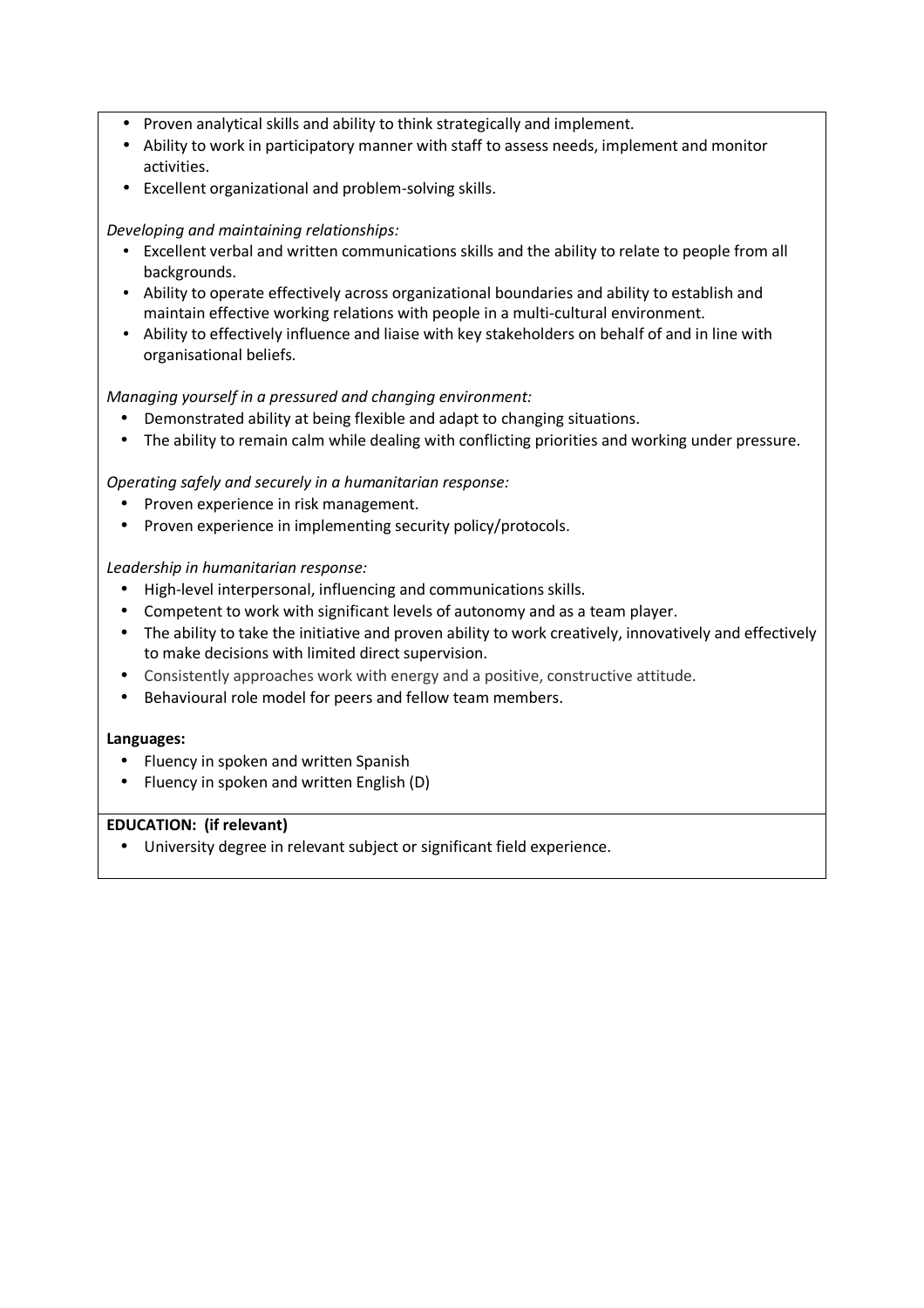- Proven analytical skills and ability to think strategically and implement.
- Ability to work in participatory manner with staff to assess needs, implement and monitor activities.
- Excellent organizational and problem-solving skills.

*Developing and maintaining relationships:*

- Excellent verbal and written communications skills and the ability to relate to people from all backgrounds.
- Ability to operate effectively across organizational boundaries and ability to establish and maintain effective working relations with people in a multi-cultural environment.
- Ability to effectively influence and liaise with key stakeholders on behalf of and in line with organisational beliefs.

*Managing yourself in a pressured and changing environment:*

- Demonstrated ability at being flexible and adapt to changing situations.
- The ability to remain calm while dealing with conflicting priorities and working under pressure.

*Operating safely and securely in a humanitarian response:*

- Proven experience in risk management.
- Proven experience in implementing security policy/protocols.

*Leadership in humanitarian response:*

- High-level interpersonal, influencing and communications skills.
- Competent to work with significant levels of autonomy and as a team player.
- The ability to take the initiative and proven ability to work creatively, innovatively and effectively to make decisions with limited direct supervision.
- Consistently approaches work with energy and a positive, constructive attitude.
- Behavioural role model for peers and fellow team members.

**Languages:**

- Fluency in spoken and written Spanish
- Fluency in spoken and written English (D)

**EDUCATION: (if relevant)**

- University degree in relevant subject or significant field experience.